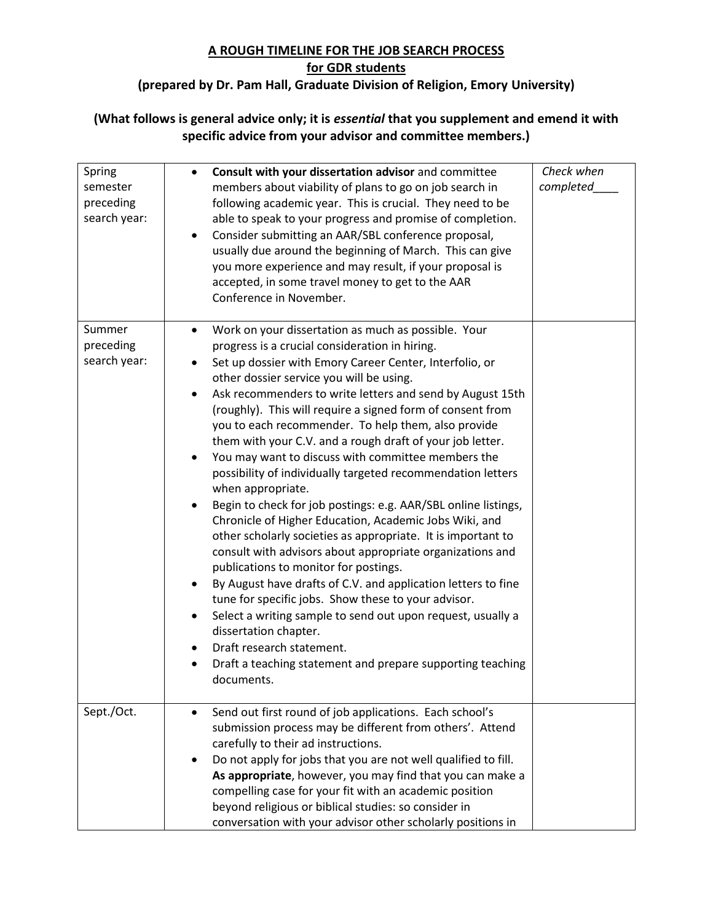**A ROUGH TIMELINE FOR THE JOB SEARCH PROCESS**

**for GDR students**

**(prepared by Dr. Pam Hall, Graduate Division of Religion, Emory University)**

**(What follows is general advice only; it is *essential* that you supplement and emend it with specific advice from your advisor and committee members.)**

| | | |
|---|---|---|
| Spring semester preceding search year: | • **Consult with your dissertation advisor** and committee members about viability of plans to go on job search in following academic year. This is crucial. They need to be able to speak to your progress and promise of completion.<br>• Consider submitting an AAR/SBL conference proposal, usually due around the beginning of March. This can give you more experience and may result, if your proposal is accepted, in some travel money to get to the AAR Conference in November. | *Check when completed____* |
| Summer preceding search year: | • Work on your dissertation as much as possible. Your progress is a crucial consideration in hiring.<br>• Set up dossier with Emory Career Center, Interfolio, or other dossier service you will be using.<br>• Ask recommenders to write letters and send by August 15th (roughly). This will require a signed form of consent from you to each recommender. To help them, also provide them with your C.V. and a rough draft of your job letter.<br>• You may want to discuss with committee members the possibility of individually targeted recommendation letters when appropriate.<br>• Begin to check for job postings: e.g. AAR/SBL online listings, Chronicle of Higher Education, Academic Jobs Wiki, and other scholarly societies as appropriate. It is important to consult with advisors about appropriate organizations and publications to monitor for postings.<br>• By August have drafts of C.V. and application letters to fine tune for specific jobs. Show these to your advisor.<br>• Select a writing sample to send out upon request, usually a dissertation chapter.<br>• Draft research statement.<br>• Draft a teaching statement and prepare supporting teaching documents. | |
| Sept./Oct. | • Send out first round of job applications. Each school's submission process may be different from others'. Attend carefully to their ad instructions.<br>• Do not apply for jobs that you are not well qualified to fill. **As appropriate**, however, you may find that you can make a compelling case for your fit with an academic position beyond religious or biblical studies: so consider in conversation with your advisor other scholarly positions in | |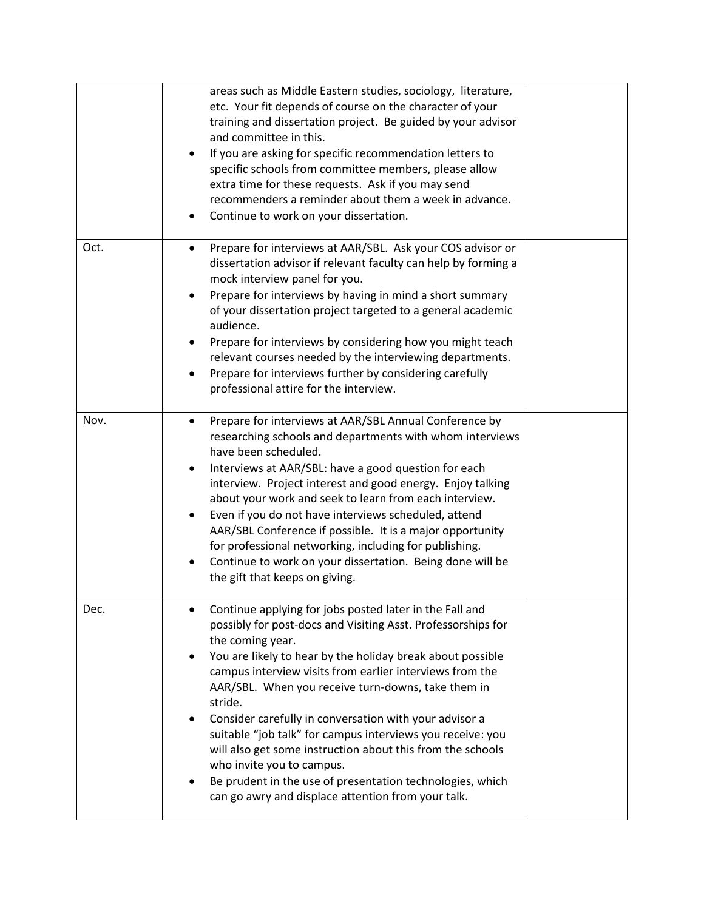| | | |
|---|---|---|
| | areas such as Middle Eastern studies, sociology, literature, etc. Your fit depends of course on the character of your training and dissertation project. Be guided by your advisor and committee in this.<br>• If you are asking for specific recommendation letters to specific schools from committee members, please allow extra time for these requests. Ask if you may send recommenders a reminder about them a week in advance.<br>• Continue to work on your dissertation. | |
| Oct. | • Prepare for interviews at AAR/SBL. Ask your COS advisor or dissertation advisor if relevant faculty can help by forming a mock interview panel for you.<br>• Prepare for interviews by having in mind a short summary of your dissertation project targeted to a general academic audience.<br>• Prepare for interviews by considering how you might teach relevant courses needed by the interviewing departments.<br>• Prepare for interviews further by considering carefully professional attire for the interview. | |
| Nov. | • Prepare for interviews at AAR/SBL Annual Conference by researching schools and departments with whom interviews have been scheduled.<br>• Interviews at AAR/SBL: have a good question for each interview. Project interest and good energy. Enjoy talking about your work and seek to learn from each interview.<br>• Even if you do not have interviews scheduled, attend AAR/SBL Conference if possible. It is a major opportunity for professional networking, including for publishing.<br>• Continue to work on your dissertation. Being done will be the gift that keeps on giving. | |
| Dec. | • Continue applying for jobs posted later in the Fall and possibly for post-docs and Visiting Asst. Professorships for the coming year.<br>• You are likely to hear by the holiday break about possible campus interview visits from earlier interviews from the AAR/SBL. When you receive turn-downs, take them in stride.<br>• Consider carefully in conversation with your advisor a suitable "job talk" for campus interviews you receive: you will also get some instruction about this from the schools who invite you to campus.<br>• Be prudent in the use of presentation technologies, which can go awry and displace attention from your talk. | |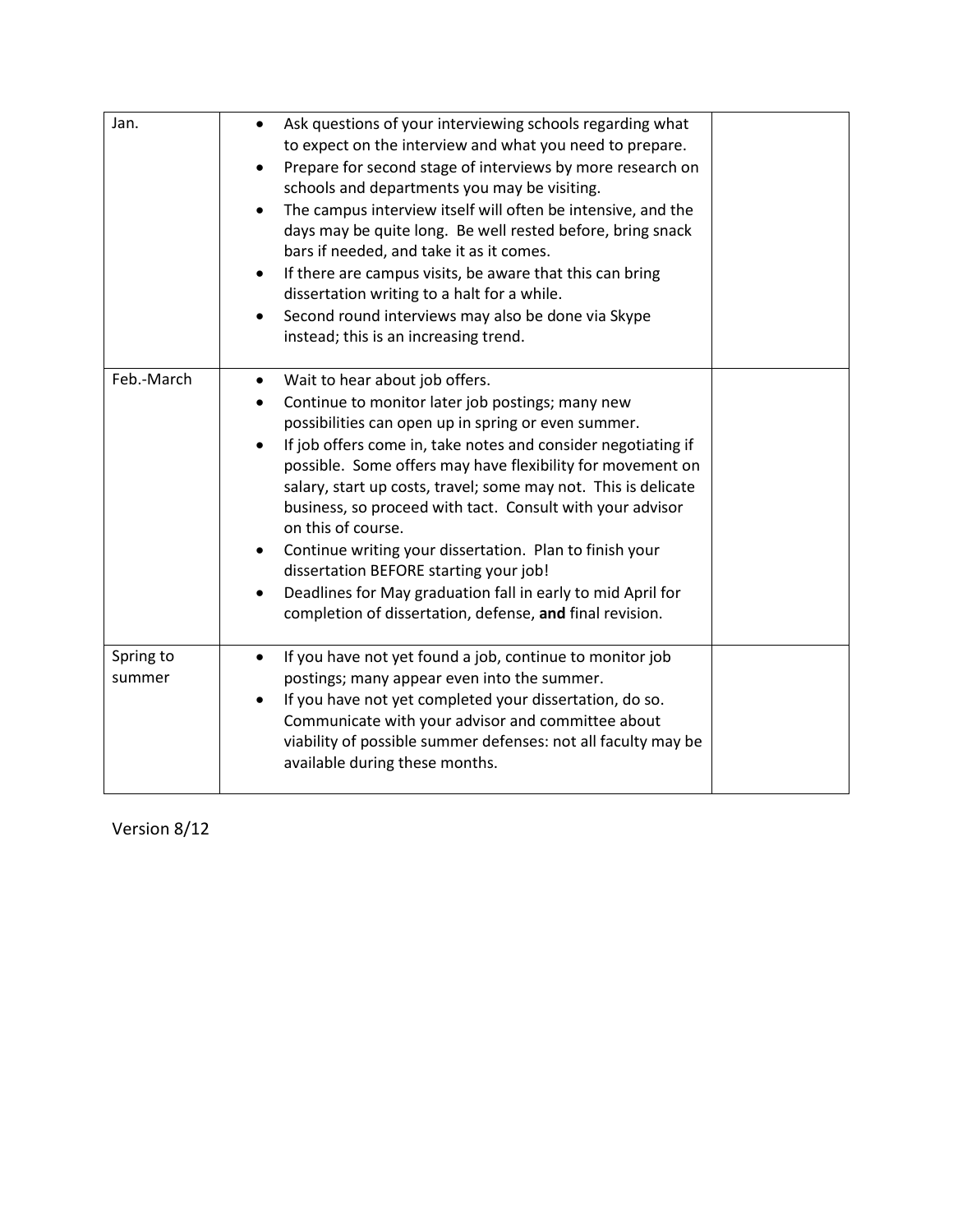| | | |
|---|---|---|
| Jan. | • Ask questions of your interviewing schools regarding what to expect on the interview and what you need to prepare.<br>• Prepare for second stage of interviews by more research on schools and departments you may be visiting.<br>• The campus interview itself will often be intensive, and the days may be quite long. Be well rested before, bring snack bars if needed, and take it as it comes.<br>• If there are campus visits, be aware that this can bring dissertation writing to a halt for a while.<br>• Second round interviews may also be done via Skype instead; this is an increasing trend. | |
| Feb.-March | • Wait to hear about job offers.<br>• Continue to monitor later job postings; many new possibilities can open up in spring or even summer.<br>• If job offers come in, take notes and consider negotiating if possible. Some offers may have flexibility for movement on salary, start up costs, travel; some may not. This is delicate business, so proceed with tact. Consult with your advisor on this of course.<br>• Continue writing your dissertation. Plan to finish your dissertation BEFORE starting your job!<br>• Deadlines for May graduation fall in early to mid April for completion of dissertation, defense, **and** final revision. | |
| Spring to summer | • If you have not yet found a job, continue to monitor job postings; many appear even into the summer.<br>• If you have not yet completed your dissertation, do so. Communicate with your advisor and committee about viability of possible summer defenses: not all faculty may be available during these months. | |

Version 8/12